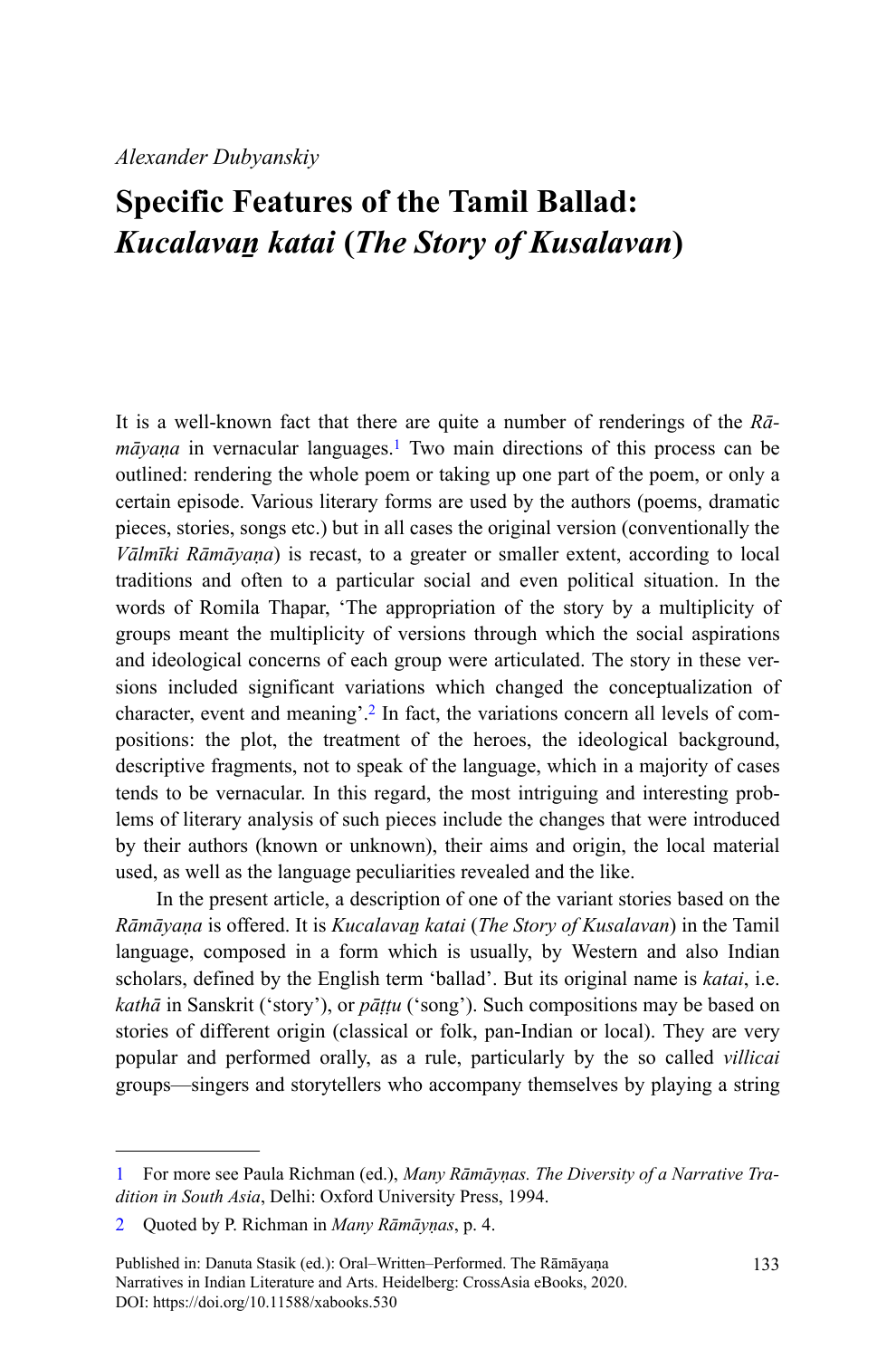*Alexander Dubyanskiy*

# Specific Features of the Tamil Ballad: *Kucalavaṉ katai* (*The Story of Kusalavan*)

It is a well-known fact that there are quite a number of renderings of the *Rāmāyaṇa* in vernacular languages.[1] Two main directions of this process can be outlined: rendering the whole poem or taking up one part of the poem, or only a certain episode. Various literary forms are used by the authors (poems, dramatic pieces, stories, songs etc.) but in all cases the original version (conventionally the *Vālmīki Rāmāyaṇa*) is recast, to a greater or smaller extent, according to local traditions and often to a particular social and even political situation. In the words of Romila Thapar, 'The appropriation of the story by a multiplicity of groups meant the multiplicity of versions through which the social aspirations and ideological concerns of each group were articulated. The story in these versions included significant variations which changed the conceptualization of character, event and meaning'.[2] In fact, the variations concern all levels of compositions: the plot, the treatment of the heroes, the ideological background, descriptive fragments, not to speak of the language, which in a majority of cases tends to be vernacular. In this regard, the most intriguing and interesting problems of literary analysis of such pieces include the changes that were introduced by their authors (known or unknown), their aims and origin, the local material used, as well as the language peculiarities revealed and the like.

In the present article, a description of one of the variant stories based on the *Rāmāyaṇa* is offered. It is *Kucalavaṉ katai* (*The Story of Kusalavan*) in the Tamil language, composed in a form which is usually, by Western and also Indian scholars, defined by the English term 'ballad'. But its original name is *katai*, i.e. *kathā* in Sanskrit ('story'), or *pāṭṭu* ('song'). Such compositions may be based on stories of different origin (classical or folk, pan-Indian or local). They are very popular and performed orally, as a rule, particularly by the so called *villicai* groups—singers and storytellers who accompany themselves by playing a string

---

[1] For more see Paula Richman (ed.), *Many Rāmāyṇas. The Diversity of a Narrative Tradition in South Asia*, Delhi: Oxford University Press, 1994.

[2] Quoted by P. Richman in *Many Rāmāyṇas*, p. 4.

Published in: Danuta Stasik (ed.): Oral–Written–Performed. The Rāmāyaṇa Narratives in Indian Literature and Arts. Heidelberg: CrossAsia eBooks, 2020. DOI: https://doi.org/10.11588/xabooks.530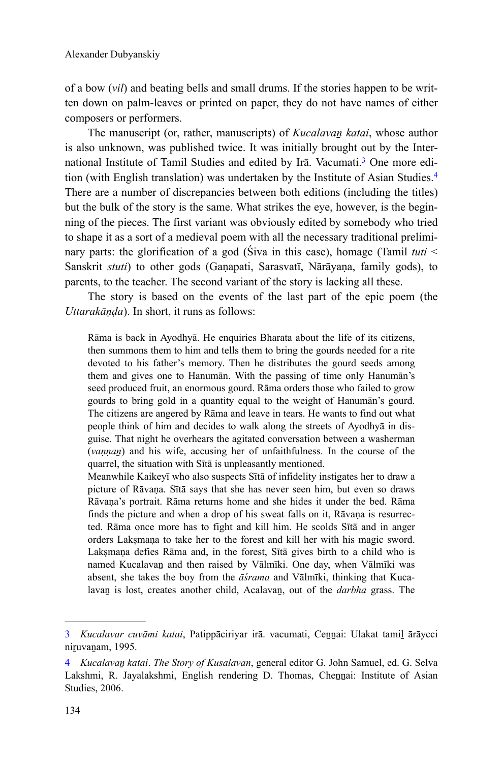of a bow (*vil*) and beating bells and small drums. If the stories happen to be written down on palm-leaves or printed on paper, they do not have names of either composers or performers.

The manuscript (or, rather, manuscripts) of *Kucalavaṉ katai*, whose author is also unknown, was published twice. It was initially brought out by the International Institute of Tamil Studies and edited by Irā. Vacumati.[3] One more edition (with English translation) was undertaken by the Institute of Asian Studies.[4] There are a number of discrepancies between both editions (including the titles) but the bulk of the story is the same. What strikes the eye, however, is the beginning of the pieces. The first variant was obviously edited by somebody who tried to shape it as a sort of a medieval poem with all the necessary traditional preliminary parts: the glorification of a god (Śiva in this case), homage (Tamil *tuti* < Sanskrit *stuti*) to other gods (Gaṇapati, Sarasvatī, Nārāyaṇa, family gods), to parents, to the teacher. The second variant of the story is lacking all these.

The story is based on the events of the last part of the epic poem (the *Uttarakāṇḍa*). In short, it runs as follows:

> Rāma is back in Ayodhyā. He enquiries Bharata about the life of its citizens, then summons them to him and tells them to bring the gourds needed for a rite devoted to his father's memory. Then he distributes the gourd seeds among them and gives one to Hanumān. With the passing of time only Hanumān's seed produced fruit, an enormous gourd. Rāma orders those who failed to grow gourds to bring gold in a quantity equal to the weight of Hanumān's gourd. The citizens are angered by Rāma and leave in tears. He wants to find out what people think of him and decides to walk along the streets of Ayodhyā in disguise. That night he overhears the agitated conversation between a washerman (*vaṇṇaṉ*) and his wife, accusing her of unfaithfulness. In the course of the quarrel, the situation with Sītā is unpleasantly mentioned.
>
> Meanwhile Kaikeyī who also suspects Sītā of infidelity instigates her to draw a picture of Rāvaṇa. Sītā says that she has never seen him, but even so draws Rāvaṇa's portrait. Rāma returns home and she hides it under the bed. Rāma finds the picture and when a drop of his sweat falls on it, Rāvaṇa is resurrected. Rāma once more has to fight and kill him. He scolds Sītā and in anger orders Lakṣmaṇa to take her to the forest and kill her with his magic sword. Lakṣmaṇa defies Rāma and, in the forest, Sītā gives birth to a child who is named Kucalavaṉ and then raised by Vālmīki. One day, when Vālmīki was absent, she takes the boy from the *āśrama* and Vālmīki, thinking that Kucalavaṉ is lost, creates another child, Acalavaṉ, out of the *darbha* grass. The

---

3 *Kucalavar cuvāmi katai*, Patippāciriyar irā. vacumati, Ceṉṉai: Ulakat tamiḻ ārāycci niṟuvaṉam, 1995.

4 *Kucalavaṉ katai*. *The Story of Kusalavan*, general editor G. John Samuel, ed. G. Selva Lakshmi, R. Jayalakshmi, English rendering D. Thomas, Cheṉṉai: Institute of Asian Studies, 2006.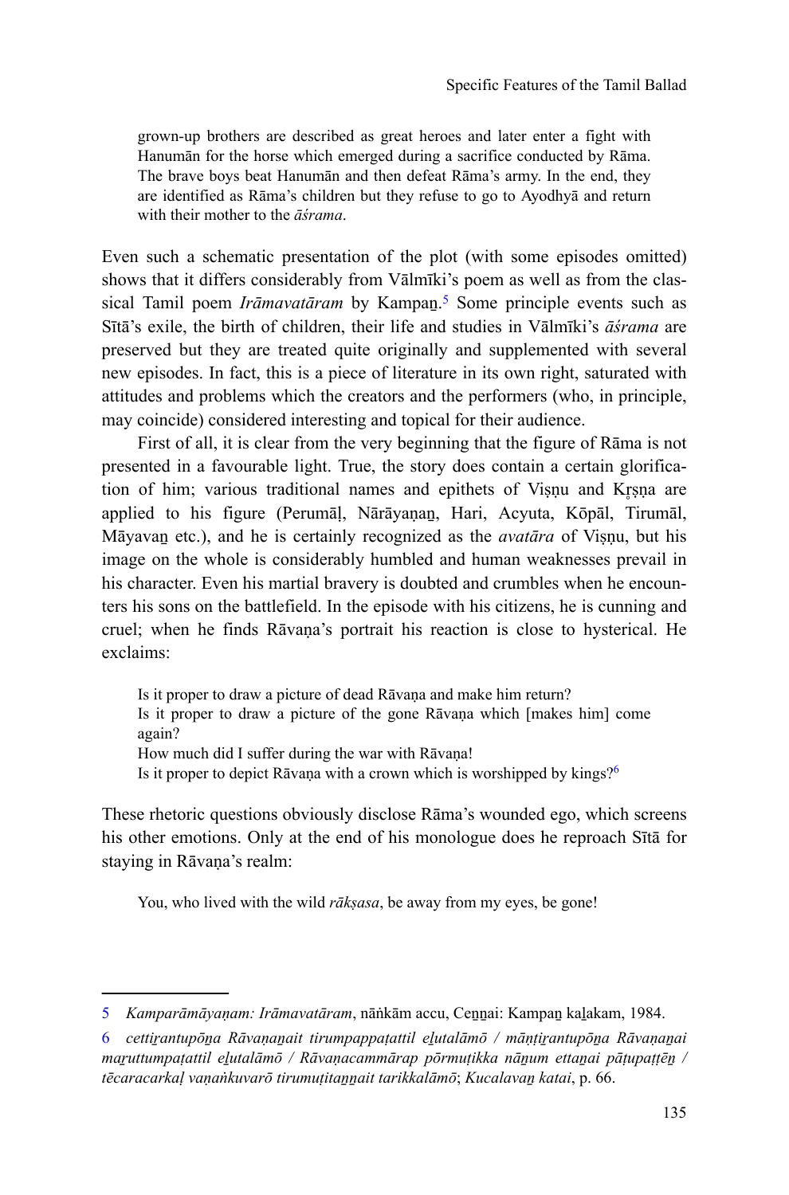> grown-up brothers are described as great heroes and later enter a fight with Hanumān for the horse which emerged during a sacrifice conducted by Rāma. The brave boys beat Hanumān and then defeat Rāma's army. In the end, they are identified as Rāma's children but they refuse to go to Ayodhyā and return with their mother to the *āśrama*.

Even such a schematic presentation of the plot (with some episodes omitted) shows that it differs considerably from Vālmīki's poem as well as from the classical Tamil poem *Irāmavatāram* by Kampaṉ.[5] Some principle events such as Sītā's exile, the birth of children, their life and studies in Vālmīki's *āśrama* are preserved but they are treated quite originally and supplemented with several new episodes. In fact, this is a piece of literature in its own right, saturated with attitudes and problems which the creators and the performers (who, in principle, may coincide) considered interesting and topical for their audience.

First of all, it is clear from the very beginning that the figure of Rāma is not presented in a favourable light. True, the story does contain a certain glorification of him; various traditional names and epithets of Viṣṇu and Kṛṣṇa are applied to his figure (Perumāḷ, Nārāyaṇaṉ, Hari, Acyuta, Kōpāl, Tirumāl, Māyavaṉ etc.), and he is certainly recognized as the *avatāra* of Viṣṇu, but his image on the whole is considerably humbled and human weaknesses prevail in his character. Even his martial bravery is doubted and crumbles when he encounters his sons on the battlefield. In the episode with his citizens, he is cunning and cruel; when he finds Rāvaṇa's portrait his reaction is close to hysterical. He exclaims:

> Is it proper to draw a picture of dead Rāvaṇa and make him return?
> Is it proper to draw a picture of the gone Rāvaṇa which [makes him] come again?
> How much did I suffer during the war with Rāvaṇa!
> Is it proper to depict Rāvaṇa with a crown which is worshipped by kings?[6]

These rhetoric questions obviously disclose Rāma's wounded ego, which screens his other emotions. Only at the end of his monologue does he reproach Sītā for staying in Rāvaṇa's realm:

> You, who lived with the wild *rākṣasa*, be away from my eyes, be gone!

---

5 *Kamparāmāyaṇam: Irāmavatāram*, nāṅkām accu, Ceṉṉai: Kampaṉ kaḻakam, 1984.

6 *cettiṟantupōṉa Rāvaṇaṉait tirumpappaṭattil eḻutalāmō / māṇṭiṟantupōṉa Rāvaṇaṉai maṟuttumpaṭattil eḻutalāmō / Rāvaṇacammārap pōrmuṭikka nāṉum ettaṉai pāṭupaṭṭēṉ / tēcaracarkaḷ vaṇaṅkuvarō tirumuṭitaṉṉait tarikkalāmō*; *Kucalavaṉ katai*, p. 66.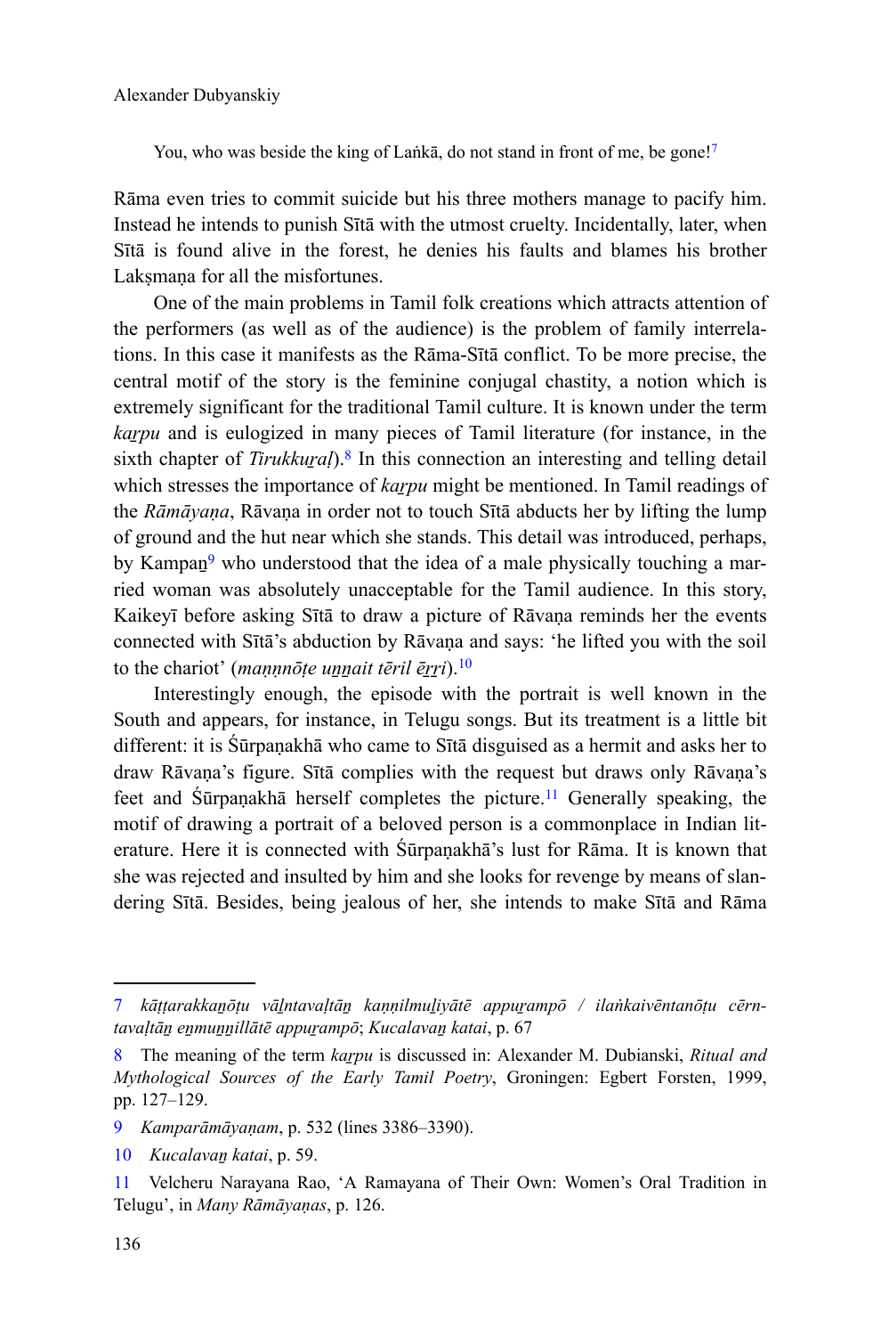> You, who was beside the king of Laṅkā, do not stand in front of me, be gone![7]

Rāma even tries to commit suicide but his three mothers manage to pacify him. Instead he intends to punish Sītā with the utmost cruelty. Incidentally, later, when Sītā is found alive in the forest, he denies his faults and blames his brother Lakṣmaṇa for all the misfortunes.

One of the main problems in Tamil folk creations which attracts attention of the performers (as well as of the audience) is the problem of family interrelations. In this case it manifests as the Rāma-Sītā conflict. To be more precise, the central motif of the story is the feminine conjugal chastity, a notion which is extremely significant for the traditional Tamil culture. It is known under the term *kaṟpu* and is eulogized in many pieces of Tamil literature (for instance, in the sixth chapter of *Tirukkuṟal*).[8] In this connection an interesting and telling detail which stresses the importance of *kaṟpu* might be mentioned. In Tamil readings of the *Rāmāyaṇa*, Rāvaṇa in order not to touch Sītā abducts her by lifting the lump of ground and the hut near which she stands. This detail was introduced, perhaps, by Kampaṉ[9] who understood that the idea of a male physically touching a married woman was absolutely unacceptable for the Tamil audience. In this story, Kaikeyī before asking Sītā to draw a picture of Rāvaṇa reminds her the events connected with Sītā's abduction by Rāvaṇa and says: 'he lifted you with the soil to the chariot' (*maṇṇōṭe uṉṉait tēril ēṟṟi*).[10]

Interestingly enough, the episode with the portrait is well known in the South and appears, for instance, in Telugu songs. But its treatment is a little bit different: it is Śūrpaṇakhā who came to Sītā disguised as a hermit and asks her to draw Rāvaṇa's figure. Sītā complies with the request but draws only Rāvaṇa's feet and Śūrpaṇakhā herself completes the picture.[11] Generally speaking, the motif of drawing a portrait of a beloved person is a commonplace in Indian literature. Here it is connected with Śūrpaṇakhā's lust for Rāma. It is known that she was rejected and insulted by him and she looks for revenge by means of slandering Sītā. Besides, being jealous of her, she intends to make Sītā and Rāma

---

7 *kāṭṭarakkaṉōṭu vāḻntavaḷtāṉ kaṇṇilmuḻiyātē appuṟampō / ilaṅkaivēntanōṭu cērntavaḷtāṉ eṉmuṉṉillātē appuṟampō*; *Kucalavaṉ katai*, p. 67

8 The meaning of the term *kaṟpu* is discussed in: Alexander M. Dubianski, *Ritual and Mythological Sources of the Early Tamil Poetry*, Groningen: Egbert Forsten, 1999, pp. 127–129.

9 *Kamparāmāyaṇam*, p. 532 (lines 3386–3390).

10 *Kucalavaṉ katai*, p. 59.

11 Velcheru Narayana Rao, 'A Ramayana of Their Own: Women's Oral Tradition in Telugu', in *Many Rāmāyaṇas*, p. 126.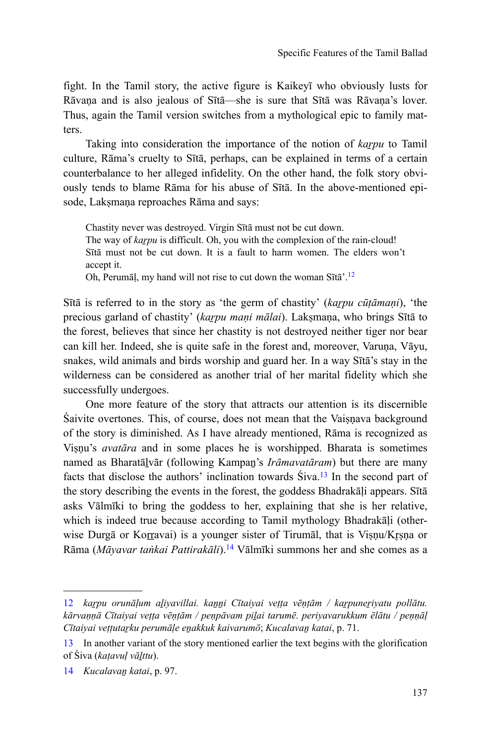fight. In the Tamil story, the active figure is Kaikeyī who obviously lusts for Rāvaṇa and is also jealous of Sītā—she is sure that Sītā was Rāvaṇa's lover. Thus, again the Tamil version switches from a mythological epic to family matters.

Taking into consideration the importance of the notion of *kaṟpu* to Tamil culture, Rāma's cruelty to Sītā, perhaps, can be explained in terms of a certain counterbalance to her alleged infidelity. On the other hand, the folk story obviously tends to blame Rāma for his abuse of Sītā. In the above-mentioned episode, Lakṣmaṇa reproaches Rāma and says:

> Chastity never was destroyed. Virgin Sītā must not be cut down.
> The way of *kaṟpu* is difficult. Oh, you with the complexion of the rain-cloud!
> Sītā must not be cut down. It is a fault to harm women. The elders won't accept it.
> Oh, Perumāḷ, my hand will not rise to cut down the woman Sītā'.[12]

Sītā is referred to in the story as 'the germ of chastity' (*kaṟpu cūṭāmaṇi*), 'the precious garland of chastity' (*kaṟpu maṇi mālai*). Lakṣmaṇa, who brings Sītā to the forest, believes that since her chastity is not destroyed neither tiger nor bear can kill her. Indeed, she is quite safe in the forest and, moreover, Varuṇa, Vāyu, snakes, wild animals and birds worship and guard her. In a way Sītā's stay in the wilderness can be considered as another trial of her marital fidelity which she successfully undergoes.

One more feature of the story that attracts our attention is its discernible Śaivite overtones. This, of course, does not mean that the Vaiṣṇava background of the story is diminished. As I have already mentioned, Rāma is recognized as Viṣṇu's *avatāra* and in some places he is worshipped. Bharata is sometimes named as Bharatāḻvār (following Kampaṉ's *Irāmavatāram*) but there are many facts that disclose the authors' inclination towards Śiva.[13] In the second part of the story describing the events in the forest, the goddess Bhadrakāḷi appears. Sītā asks Vālmīki to bring the goddess to her, explaining that she is her relative, which is indeed true because according to Tamil mythology Bhadrakāḷi (otherwise Durgā or Koṟṟavai) is a younger sister of Tirumāl, that is Viṣṇu/Kṛṣṇa or Rāma (*Māyavar taṅkai Pattirakāli*).[14] Vālmīki summons her and she comes as a

---

12 *kaṟpu orunāḷum aḻiyavillai. kaṉṉi Cītaiyai veṭṭa vēṇṭām / kaṟpuneṟiyatu pollātu. kārvaṇṇā Cītaiyai veṭṭa vēṇṭām / peṇpāvam piḻai tarumē. periyavarukkum ēlātu / peṇṇāḷ Cītaiyai veṭṭutaṟku perumāḷe eṉakkuk kaivarumō*; *Kucalavaṉ katai*, p. 71.

13 In another variant of the story mentioned earlier the text begins with the glorification of Śiva (*kaṭavuḷ vāḻttu*).

14 *Kucalavaṉ katai*, p. 97.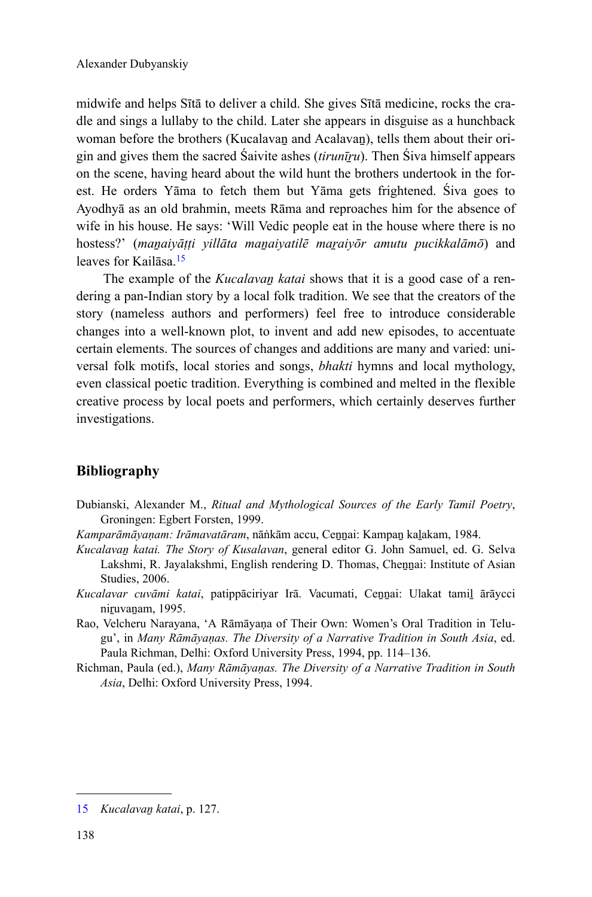midwife and helps Sītā to deliver a child. She gives Sītā medicine, rocks the cradle and sings a lullaby to the child. Later she appears in disguise as a hunchback woman before the brothers (Kucalavaṉ and Acalavaṉ), tells them about their origin and gives them the sacred Śaivite ashes (*tirunīṟu*). Then Śiva himself appears on the scene, having heard about the wild hunt the brothers undertook in the forest. He orders Yāma to fetch them but Yāma gets frightened. Śiva goes to Ayodhyā as an old brahmin, meets Rāma and reproaches him for the absence of wife in his house. He says: 'Will Vedic people eat in the house where there is no hostess?' (*maṉaiyāṭṭi yillāta maṉaiyatilē maṟaiyōr amutu pucikkalāmō*) and leaves for Kailāsa.[15]

The example of the *Kucalavaṉ katai* shows that it is a good case of a rendering a pan-Indian story by a local folk tradition. We see that the creators of the story (nameless authors and performers) feel free to introduce considerable changes into a well-known plot, to invent and add new episodes, to accentuate certain elements. The sources of changes and additions are many and varied: universal folk motifs, local stories and songs, *bhakti* hymns and local mythology, even classical poetic tradition. Everything is combined and melted in the flexible creative process by local poets and performers, which certainly deserves further investigations.

## Bibliography

Dubianski, Alexander M., *Ritual and Mythological Sources of the Early Tamil Poetry*, Groningen: Egbert Forsten, 1999.

*Kamparāmāyaṇam: Irāmavatāram*, nāṅkām accu, Ceṉṉai: Kampaṉ kaḻakam, 1984.

*Kucalavaṉ katai. The Story of Kusalavan*, general editor G. John Samuel, ed. G. Selva Lakshmi, R. Jayalakshmi, English rendering D. Thomas, Cheṉṉai: Institute of Asian Studies, 2006.

*Kucalavar cuvāmi katai*, patippāciriyar Irā. Vacumati, Ceṉṉai: Ulakat tamiḻ ārāycci niṟuvaṉam, 1995.

Rao, Velcheru Narayana, 'A Rāmāyaṇa of Their Own: Women's Oral Tradition in Telugu', in *Many Rāmāyaṇas. The Diversity of a Narrative Tradition in South Asia*, ed. Paula Richman, Delhi: Oxford University Press, 1994, pp. 114–136.

Richman, Paula (ed.), *Many Rāmāyaṇas. The Diversity of a Narrative Tradition in South Asia*, Delhi: Oxford University Press, 1994.

---

15 *Kucalavaṉ katai*, p. 127.